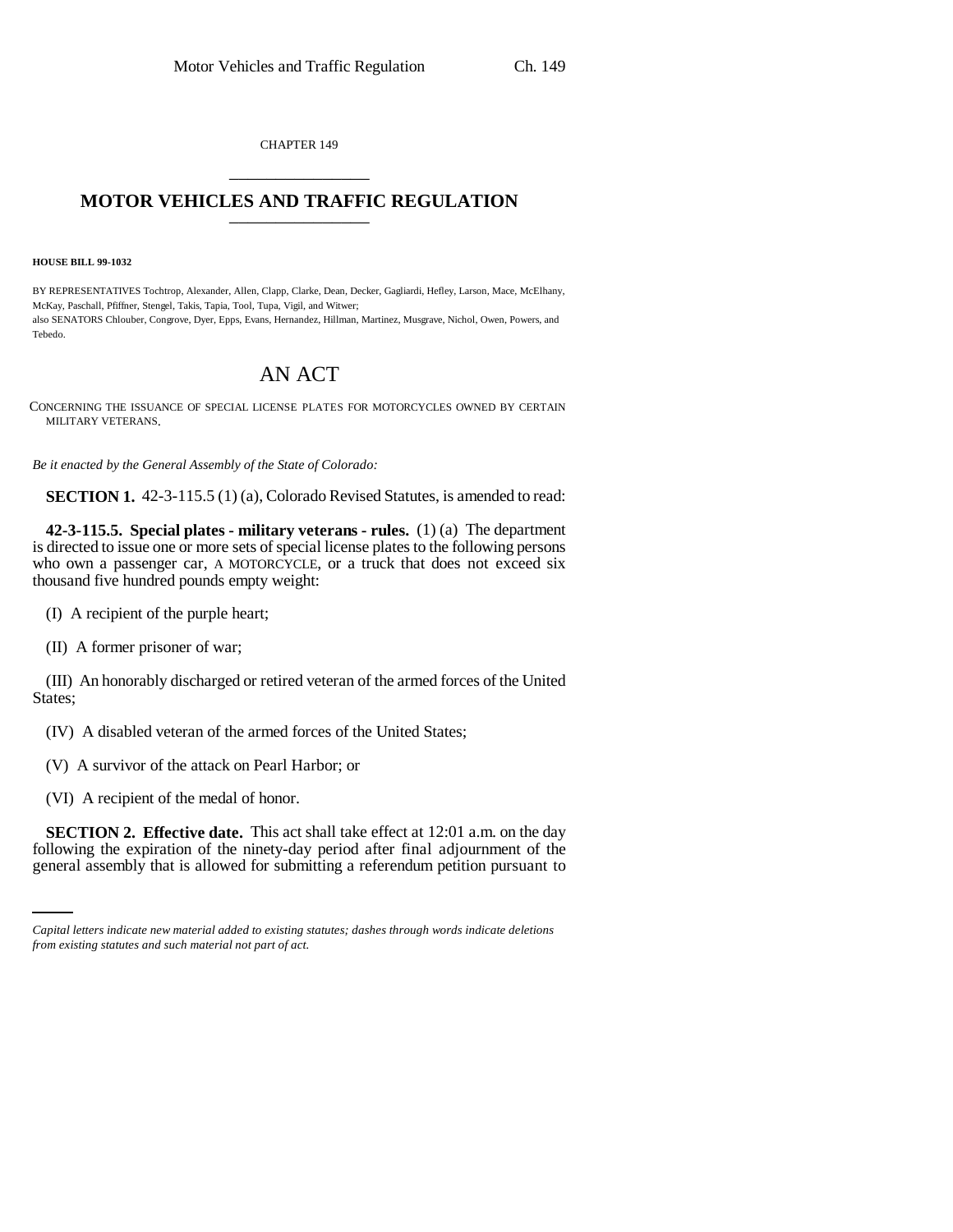CHAPTER 149

# MOTOR VEHICLES AND TRAFFIC REGULATION

**HOUSE BILL 99-1032**

BY REPRESENTATIVES Tochtrop, Alexander, Allen, Clapp, Clarke, Dean, Decker, Gagliardi, Hefley, Larson, Mace, McElhany, McKay, Paschall, Pfiffner, Stengel, Takis, Tapia, Tool, Tupa, Vigil, and Witwer;
also SENATORS Chlouber, Congrove, Dyer, Epps, Evans, Hernandez, Hillman, Martinez, Musgrave, Nichol, Owen, Powers, and Tebedo.

## AN ACT

CONCERNING THE ISSUANCE OF SPECIAL LICENSE PLATES FOR MOTORCYCLES OWNED BY CERTAIN MILITARY VETERANS.

*Be it enacted by the General Assembly of the State of Colorado:*

**SECTION 1.** 42-3-115.5 (1) (a), Colorado Revised Statutes, is amended to read:

**42-3-115.5. Special plates - military veterans - rules.** (1) (a) The department is directed to issue one or more sets of special license plates to the following persons who own a passenger car, A MOTORCYCLE, or a truck that does not exceed six thousand five hundred pounds empty weight:

(I) A recipient of the purple heart;

(II) A former prisoner of war;

(III) An honorably discharged or retired veteran of the armed forces of the United States;

(IV) A disabled veteran of the armed forces of the United States;

(V) A survivor of the attack on Pearl Harbor; or

(VI) A recipient of the medal of honor.

**SECTION 2. Effective date.** This act shall take effect at 12:01 a.m. on the day following the expiration of the ninety-day period after final adjournment of the general assembly that is allowed for submitting a referendum petition pursuant to

*Capital letters indicate new material added to existing statutes; dashes through words indicate deletions from existing statutes and such material not part of act.*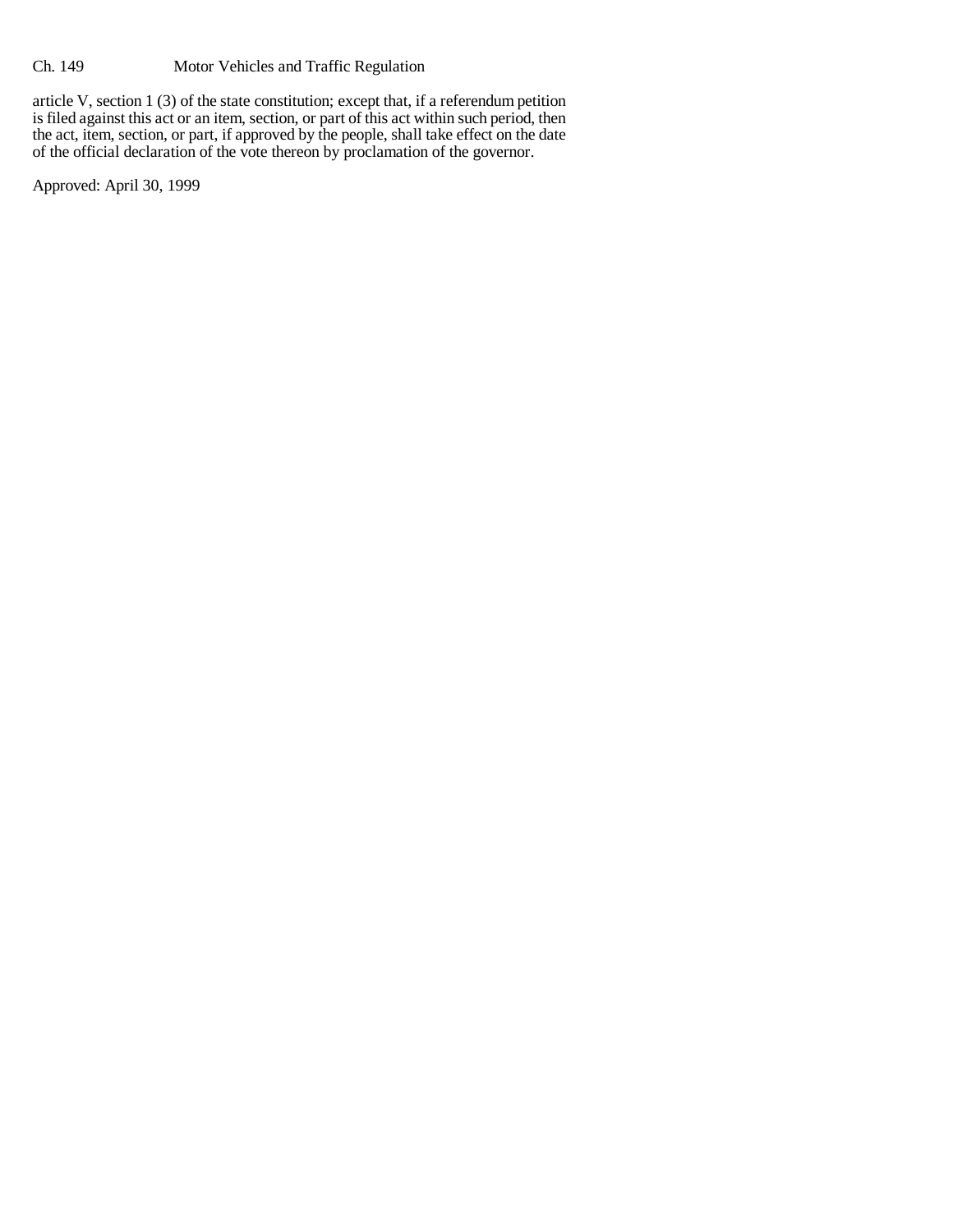article V, section 1 (3) of the state constitution; except that, if a referendum petition is filed against this act or an item, section, or part of this act within such period, then the act, item, section, or part, if approved by the people, shall take effect on the date of the official declaration of the vote thereon by proclamation of the governor.

Approved: April 30, 1999